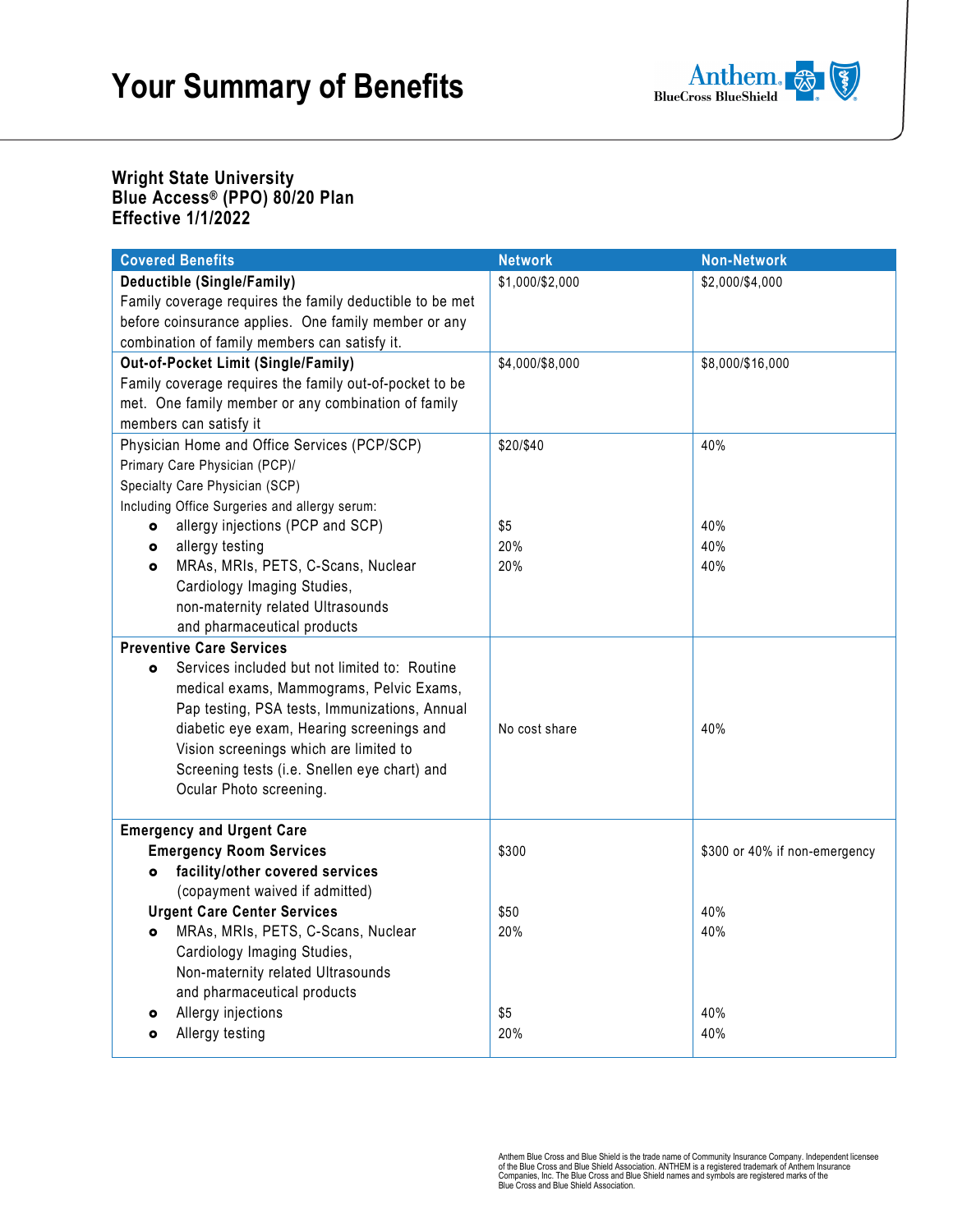# Your Summary of Benefits

**Wright State University**
**Blue Access® (PPO) 80/20 Plan**
**Effective 1/1/2022**

| Covered Benefits | Network | Non-Network |
|---|---|---|
| **Deductible (Single/Family)**<br>Family coverage requires the family deductible to be met before coinsurance applies. One family member or any combination of family members can satisfy it. | $1,000/$2,000 | $2,000/$4,000 |
| **Out-of-Pocket Limit (Single/Family)**<br>Family coverage requires the family out-of-pocket to be met. One family member or any combination of family members can satisfy it | $4,000/$8,000 | $8,000/$16,000 |
| Physician Home and Office Services (PCP/SCP)<br>Primary Care Physician (PCP)/<br>Specialty Care Physician (SCP)<br>Including Office Surgeries and allergy serum: | $20/$40 | 40% |
| • allergy injections (PCP and SCP) | $5 | 40% |
| • allergy testing | 20% | 40% |
| • MRAs, MRIs, PETS, C-Scans, Nuclear Cardiology Imaging Studies, non-maternity related Ultrasounds and pharmaceutical products | 20% | 40% |
| **Preventive Care Services**<br>• Services included but not limited to: Routine medical exams, Mammograms, Pelvic Exams, Pap testing, PSA tests, Immunizations, Annual diabetic eye exam, Hearing screenings and Vision screenings which are limited to Screening tests (i.e. Snellen eye chart) and Ocular Photo screening. | No cost share | 40% |
| **Emergency and Urgent Care** | | |
| **Emergency Room Services**<br>• **facility/other covered services** (copayment waived if admitted) | $300 | $300 or 40% if non-emergency |
| **Urgent Care Center Services** | $50 | 40% |
| • MRAs, MRIs, PETS, C-Scans, Nuclear Cardiology Imaging Studies, Non-maternity related Ultrasounds and pharmaceutical products | 20% | 40% |
| • Allergy injections | $5 | 40% |
| • Allergy testing | 20% | 40% |

Anthem Blue Cross and Blue Shield is the trade name of Community Insurance Company. Independent licensee of the Blue Cross and Blue Shield Association. ANTHEM is a registered trademark of Anthem Insurance Companies, Inc. The Blue Cross and Blue Shield names and symbols are registered marks of the Blue Cross and Blue Shield Association.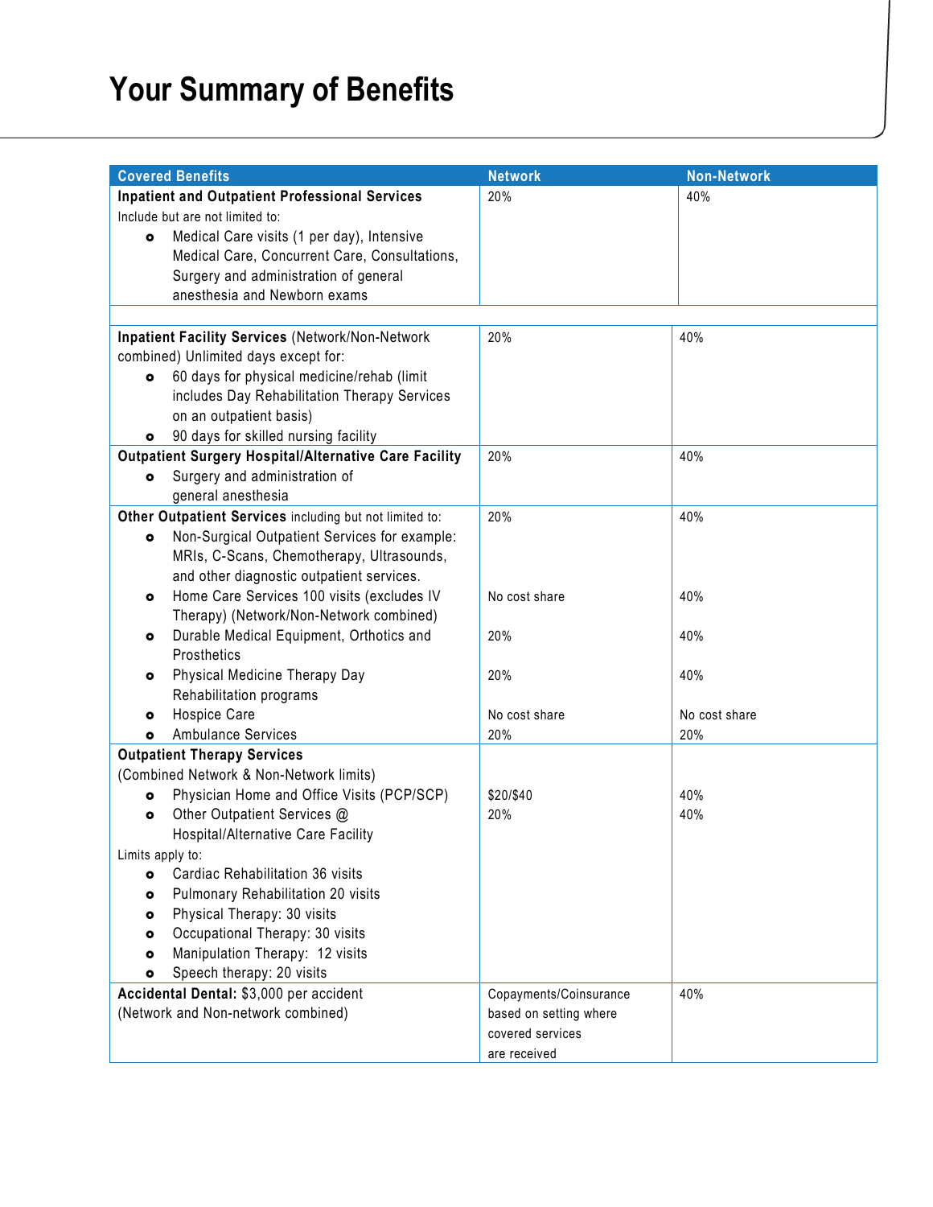# Your Summary of Benefits

| Covered Benefits | Network | Non-Network |
|---|---|---|
| **Inpatient and Outpatient Professional Services**<br>Include but are not limited to:<br>• Medical Care visits (1 per day), Intensive Medical Care, Concurrent Care, Consultations, Surgery and administration of general anesthesia and Newborn exams | 20% | 40% |
| | | |
| **Inpatient Facility Services** (Network/Non-Network combined) Unlimited days except for:<br>• 60 days for physical medicine/rehab (limit includes Day Rehabilitation Therapy Services on an outpatient basis)<br>• 90 days for skilled nursing facility | 20% | 40% |
| **Outpatient Surgery Hospital/Alternative Care Facility**<br>• Surgery and administration of general anesthesia | 20% | 40% |
| **Other Outpatient Services** including but not limited to:<br>• Non-Surgical Outpatient Services for example: MRIs, C-Scans, Chemotherapy, Ultrasounds, and other diagnostic outpatient services. | 20% | 40% |
| • Home Care Services 100 visits (excludes IV Therapy) (Network/Non-Network combined) | No cost share | 40% |
| • Durable Medical Equipment, Orthotics and Prosthetics | 20% | 40% |
| • Physical Medicine Therapy Day Rehabilitation programs | 20% | 40% |
| • Hospice Care | No cost share | No cost share |
| • Ambulance Services | 20% | 20% |
| **Outpatient Therapy Services**<br>(Combined Network & Non-Network limits) | | |
| • Physician Home and Office Visits (PCP/SCP) | $20/$40 | 40% |
| • Other Outpatient Services @ Hospital/Alternative Care Facility<br>Limits apply to:<br>• Cardiac Rehabilitation 36 visits<br>• Pulmonary Rehabilitation 20 visits<br>• Physical Therapy: 30 visits<br>• Occupational Therapy: 30 visits<br>• Manipulation Therapy: 12 visits<br>• Speech therapy: 20 visits | 20% | 40% |
| **Accidental Dental:** $3,000 per accident (Network and Non-network combined) | Copayments/Coinsurance based on setting where covered services are received | 40% |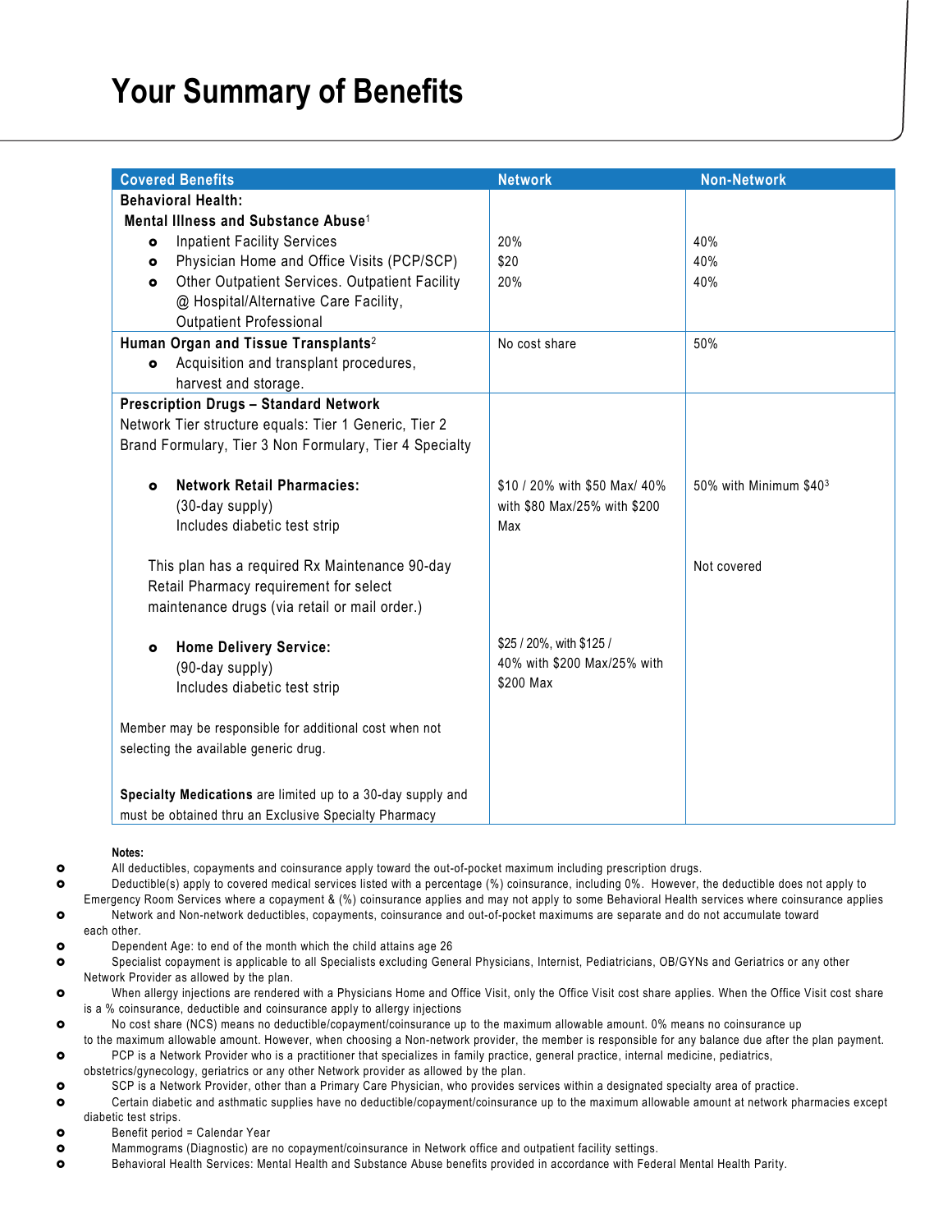# Your Summary of Benefits

| Covered Benefits | Network | Non-Network |
|---|---|---|
| **Behavioral Health:** **Mental Illness and Substance Abuse**[1] | | |
| • Inpatient Facility Services | 20% | 40% |
| • Physician Home and Office Visits (PCP/SCP) | $20 | 40% |
| • Other Outpatient Services. Outpatient Facility @ Hospital/Alternative Care Facility, Outpatient Professional | 20% | 40% |
| **Human Organ and Tissue Transplants**[2] • Acquisition and transplant procedures, harvest and storage. | No cost share | 50% |
| **Prescription Drugs – Standard Network** Network Tier structure equals: Tier 1 Generic, Tier 2 Brand Formulary, Tier 3 Non Formulary, Tier 4 Specialty | | |
| • **Network Retail Pharmacies:** (30-day supply) Includes diabetic test strip | $10 / 20% with $50 Max/ 40% with $80 Max/25% with $200 Max | 50% with Minimum $40[3] |
| This plan has a required Rx Maintenance 90-day Retail Pharmacy requirement for select maintenance drugs (via retail or mail order.) | | Not covered |
| • **Home Delivery Service:** (90-day supply) Includes diabetic test strip | $25 / 20%, with $125 / 40% with $200 Max/25% with $200 Max | |
| Member may be responsible for additional cost when not selecting the available generic drug. | | |
| **Specialty Medications** are limited up to a 30-day supply and must be obtained thru an Exclusive Specialty Pharmacy | | |

**Notes:**

- All deductibles, copayments and coinsurance apply toward the out-of-pocket maximum including prescription drugs.
- Deductible(s) apply to covered medical services listed with a percentage (%) coinsurance, including 0%. However, the deductible does not apply to Emergency Room Services where a copayment & (%) coinsurance applies and may not apply to some Behavioral Health services where coinsurance applies
- Network and Non-network deductibles, copayments, coinsurance and out-of-pocket maximums are separate and do not accumulate toward each other.
- Dependent Age: to end of the month which the child attains age 26
- Specialist copayment is applicable to all Specialists excluding General Physicians, Internist, Pediatricians, OB/GYNs and Geriatrics or any other Network Provider as allowed by the plan.
- When allergy injections are rendered with a Physicians Home and Office Visit, only the Office Visit cost share applies. When the Office Visit cost share is a % coinsurance, deductible and coinsurance apply to allergy injections
- No cost share (NCS) means no deductible/copayment/coinsurance up to the maximum allowable amount. 0% means no coinsurance up to the maximum allowable amount. However, when choosing a Non-network provider, the member is responsible for any balance due after the plan payment.
- PCP is a Network Provider who is a practitioner that specializes in family practice, general practice, internal medicine, pediatrics, obstetrics/gynecology, geriatrics or any other Network provider as allowed by the plan.
- SCP is a Network Provider, other than a Primary Care Physician, who provides services within a designated specialty area of practice.
- Certain diabetic and asthmatic supplies have no deductible/copayment/coinsurance up to the maximum allowable amount at network pharmacies except diabetic test strips.
- Benefit period = Calendar Year
- Mammograms (Diagnostic) are no copayment/coinsurance in Network office and outpatient facility settings.
- Behavioral Health Services: Mental Health and Substance Abuse benefits provided in accordance with Federal Mental Health Parity.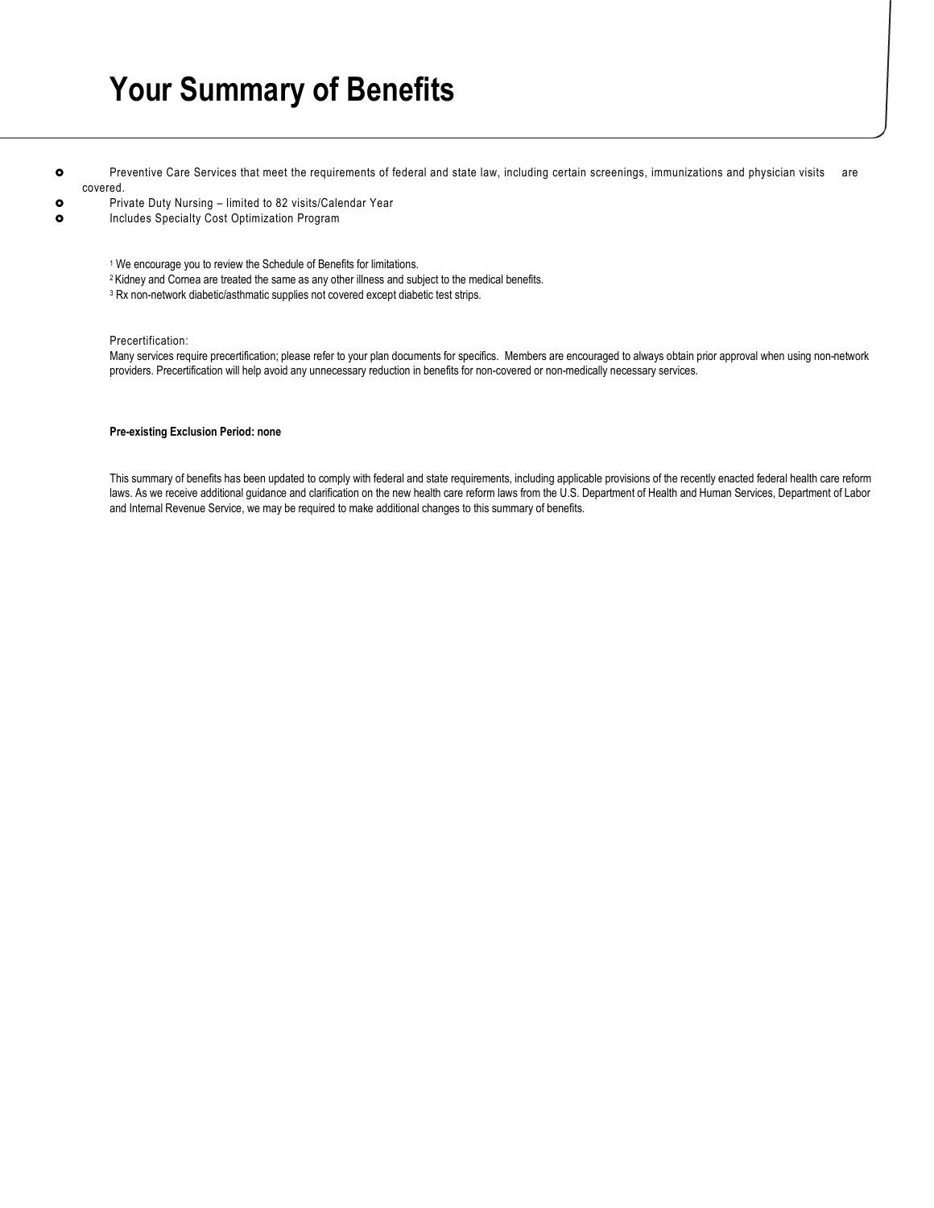# Your Summary of Benefits

- Preventive Care Services that meet the requirements of federal and state law, including certain screenings, immunizations and physician visits are covered.
- Private Duty Nursing – limited to 82 visits/Calendar Year
- Includes Specialty Cost Optimization Program

[1] We encourage you to review the Schedule of Benefits for limitations.

[2] Kidney and Cornea are treated the same as any other illness and subject to the medical benefits.

[3] Rx non-network diabetic/asthmatic supplies not covered except diabetic test strips.

Precertification:

Many services require precertification; please refer to your plan documents for specifics. Members are encouraged to always obtain prior approval when using non-network providers. Precertification will help avoid any unnecessary reduction in benefits for non-covered or non-medically necessary services.

**Pre-existing Exclusion Period: none**

This summary of benefits has been updated to comply with federal and state requirements, including applicable provisions of the recently enacted federal health care reform laws. As we receive additional guidance and clarification on the new health care reform laws from the U.S. Department of Health and Human Services, Department of Labor and Internal Revenue Service, we may be required to make additional changes to this summary of benefits.